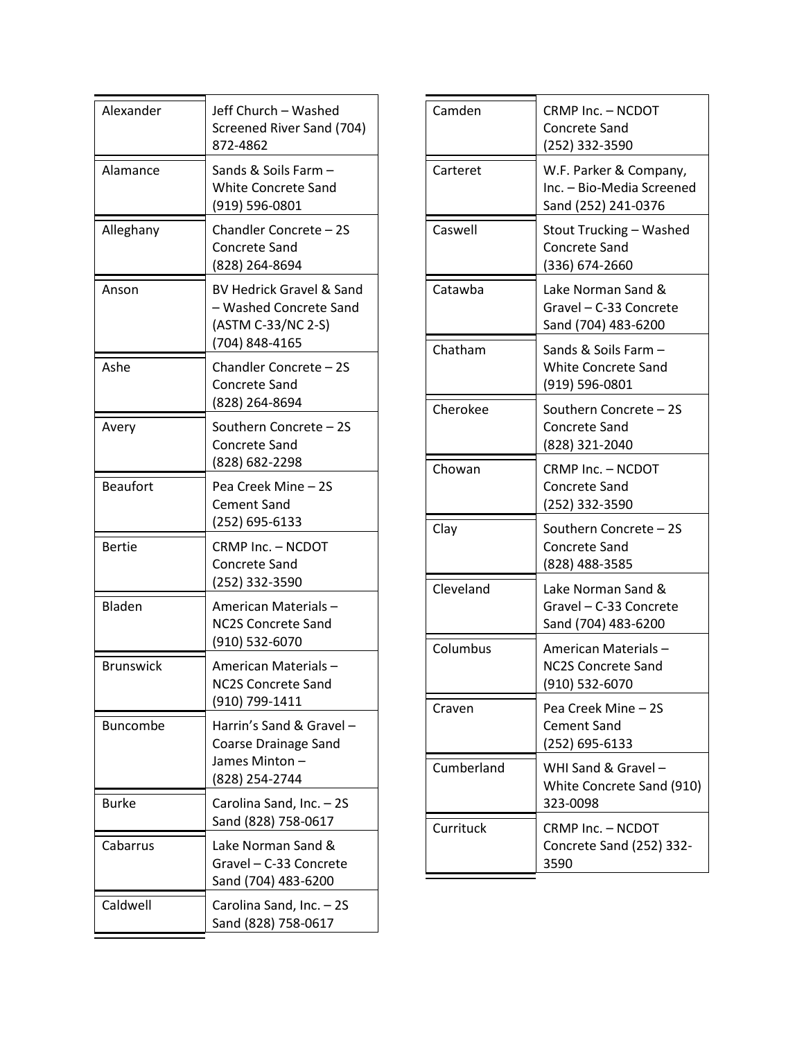| County | Supplier |
|---|---|
| Alexander | Jeff Church – Washed Screened River Sand (704) 872-4862 |
| Alamance | Sands & Soils Farm – White Concrete Sand (919) 596-0801 |
| Alleghany | Chandler Concrete – 2S Concrete Sand (828) 264-8694 |
| Anson | BV Hedrick Gravel & Sand – Washed Concrete Sand (ASTM C-33/NC 2-S) (704) 848-4165 |
| Ashe | Chandler Concrete – 2S Concrete Sand (828) 264-8694 |
| Avery | Southern Concrete – 2S Concrete Sand (828) 682-2298 |
| Beaufort | Pea Creek Mine – 2S Cement Sand (252) 695-6133 |
| Bertie | CRMP Inc. – NCDOT Concrete Sand (252) 332-3590 |
| Bladen | American Materials – NC2S Concrete Sand (910) 532-6070 |
| Brunswick | American Materials – NC2S Concrete Sand (910) 799-1411 |
| Buncombe | Harrin's Sand & Gravel – Coarse Drainage Sand James Minton – (828) 254-2744 |
| Burke | Carolina Sand, Inc. – 2S Sand (828) 758-0617 |
| Cabarrus | Lake Norman Sand & Gravel – C-33 Concrete Sand (704) 483-6200 |
| Caldwell | Carolina Sand, Inc. – 2S Sand (828) 758-0617 |
| Camden | CRMP Inc. – NCDOT Concrete Sand (252) 332-3590 |
| Carteret | W.F. Parker & Company, Inc. – Bio-Media Screened Sand (252) 241-0376 |
| Caswell | Stout Trucking – Washed Concrete Sand (336) 674-2660 |
| Catawba | Lake Norman Sand & Gravel – C-33 Concrete Sand (704) 483-6200 |
| Chatham | Sands & Soils Farm – White Concrete Sand (919) 596-0801 |
| Cherokee | Southern Concrete – 2S Concrete Sand (828) 321-2040 |
| Chowan | CRMP Inc. – NCDOT Concrete Sand (252) 332-3590 |
| Clay | Southern Concrete – 2S Concrete Sand (828) 488-3585 |
| Cleveland | Lake Norman Sand & Gravel – C-33 Concrete Sand (704) 483-6200 |
| Columbus | American Materials – NC2S Concrete Sand (910) 532-6070 |
| Craven | Pea Creek Mine – 2S Cement Sand (252) 695-6133 |
| Cumberland | WHI Sand & Gravel – White Concrete Sand (910) 323-0098 |
| Currituck | CRMP Inc. – NCDOT Concrete Sand (252) 332-3590 |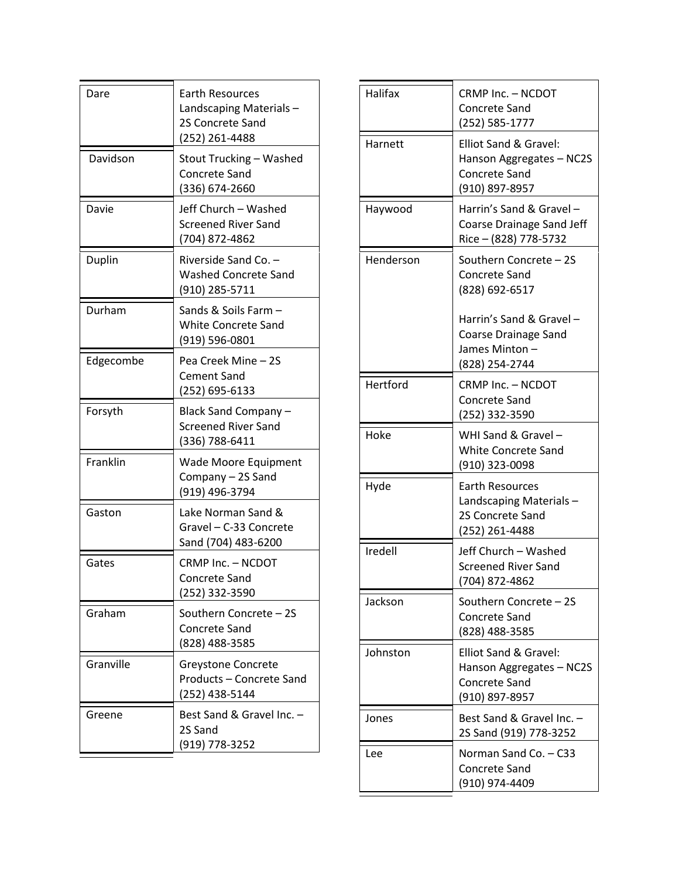| | |
|---|---|
| Dare | Earth Resources Landscaping Materials – 2S Concrete Sand (252) 261-4488 |
| Davidson | Stout Trucking – Washed Concrete Sand (336) 674-2660 |
| Davie | Jeff Church – Washed Screened River Sand (704) 872-4862 |
| Duplin | Riverside Sand Co. – Washed Concrete Sand (910) 285-5711 |
| Durham | Sands & Soils Farm – White Concrete Sand (919) 596-0801 |
| Edgecombe | Pea Creek Mine – 2S Cement Sand (252) 695-6133 |
| Forsyth | Black Sand Company – Screened River Sand (336) 788-6411 |
| Franklin | Wade Moore Equipment Company – 2S Sand (919) 496-3794 |
| Gaston | Lake Norman Sand & Gravel – C-33 Concrete Sand (704) 483-6200 |
| Gates | CRMP Inc. – NCDOT Concrete Sand (252) 332-3590 |
| Graham | Southern Concrete – 2S Concrete Sand (828) 488-3585 |
| Granville | Greystone Concrete Products – Concrete Sand (252) 438-5144 |
| Greene | Best Sand & Gravel Inc. – 2S Sand (919) 778-3252 |

| | |
|---|---|
| Halifax | CRMP Inc. – NCDOT Concrete Sand (252) 585-1777 |
| Harnett | Elliot Sand & Gravel: Hanson Aggregates – NC2S Concrete Sand (910) 897-8957 |
| Haywood | Harrin's Sand & Gravel – Coarse Drainage Sand Jeff Rice – (828) 778-5732 |
| Henderson | Southern Concrete – 2S Concrete Sand (828) 692-6517<br><br>Harrin's Sand & Gravel – Coarse Drainage Sand James Minton – (828) 254-2744 |
| Hertford | CRMP Inc. – NCDOT Concrete Sand (252) 332-3590 |
| Hoke | WHI Sand & Gravel – White Concrete Sand (910) 323-0098 |
| Hyde | Earth Resources Landscaping Materials – 2S Concrete Sand (252) 261-4488 |
| Iredell | Jeff Church – Washed Screened River Sand (704) 872-4862 |
| Jackson | Southern Concrete – 2S Concrete Sand (828) 488-3585 |
| Johnston | Elliot Sand & Gravel: Hanson Aggregates – NC2S Concrete Sand (910) 897-8957 |
| Jones | Best Sand & Gravel Inc. – 2S Sand (919) 778-3252 |
| Lee | Norman Sand Co. – C33 Concrete Sand (910) 974-4409 |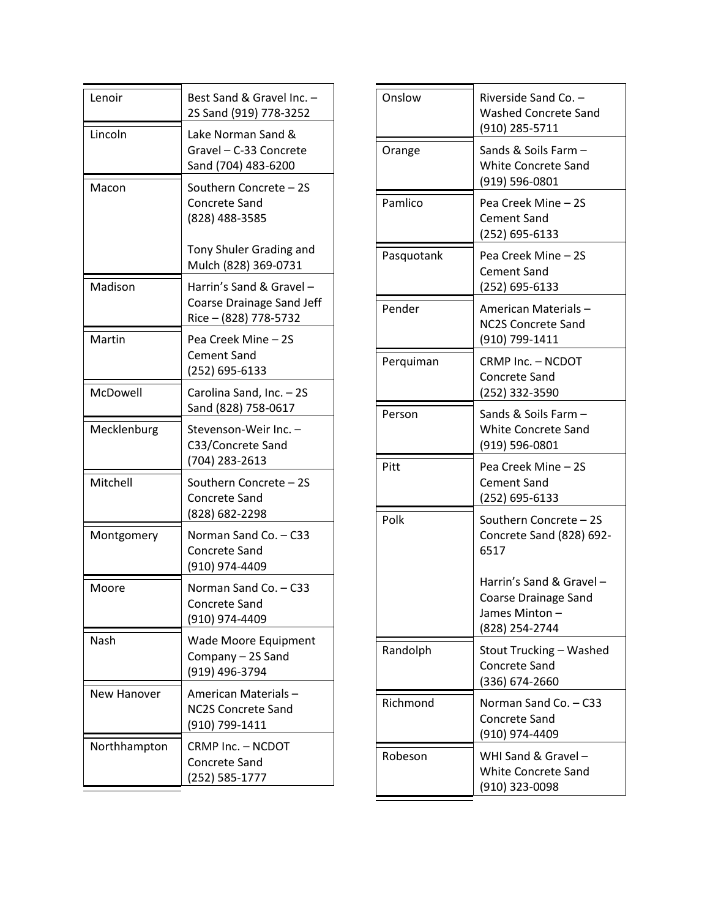| | |
|---|---|
| Lenoir | Best Sand & Gravel Inc. – 2S Sand (919) 778-3252 |
| Lincoln | Lake Norman Sand & Gravel – C-33 Concrete Sand (704) 483-6200 |
| Macon | Southern Concrete – 2S Concrete Sand (828) 488-3585<br><br>Tony Shuler Grading and Mulch (828) 369-0731 |
| Madison | Harrin's Sand & Gravel – Coarse Drainage Sand Jeff Rice – (828) 778-5732 |
| Martin | Pea Creek Mine – 2S Cement Sand (252) 695-6133 |
| McDowell | Carolina Sand, Inc. – 2S Sand (828) 758-0617 |
| Mecklenburg | Stevenson-Weir Inc. – C33/Concrete Sand (704) 283-2613 |
| Mitchell | Southern Concrete – 2S Concrete Sand (828) 682-2298 |
| Montgomery | Norman Sand Co. – C33 Concrete Sand (910) 974-4409 |
| Moore | Norman Sand Co. – C33 Concrete Sand (910) 974-4409 |
| Nash | Wade Moore Equipment Company – 2S Sand (919) 496-3794 |
| New Hanover | American Materials – NC2S Concrete Sand (910) 799-1411 |
| Northhampton | CRMP Inc. – NCDOT Concrete Sand (252) 585-1777 |
| Onslow | Riverside Sand Co. – Washed Concrete Sand (910) 285-5711 |
| Orange | Sands & Soils Farm – White Concrete Sand (919) 596-0801 |
| Pamlico | Pea Creek Mine – 2S Cement Sand (252) 695-6133 |
| Pasquotank | Pea Creek Mine – 2S Cement Sand (252) 695-6133 |
| Pender | American Materials – NC2S Concrete Sand (910) 799-1411 |
| Perquiman | CRMP Inc. – NCDOT Concrete Sand (252) 332-3590 |
| Person | Sands & Soils Farm – White Concrete Sand (919) 596-0801 |
| Pitt | Pea Creek Mine – 2S Cement Sand (252) 695-6133 |
| Polk | Southern Concrete – 2S Concrete Sand (828) 692-6517<br><br>Harrin's Sand & Gravel – Coarse Drainage Sand James Minton – (828) 254-2744 |
| Randolph | Stout Trucking – Washed Concrete Sand (336) 674-2660 |
| Richmond | Norman Sand Co. – C33 Concrete Sand (910) 974-4409 |
| Robeson | WHI Sand & Gravel – White Concrete Sand (910) 323-0098 |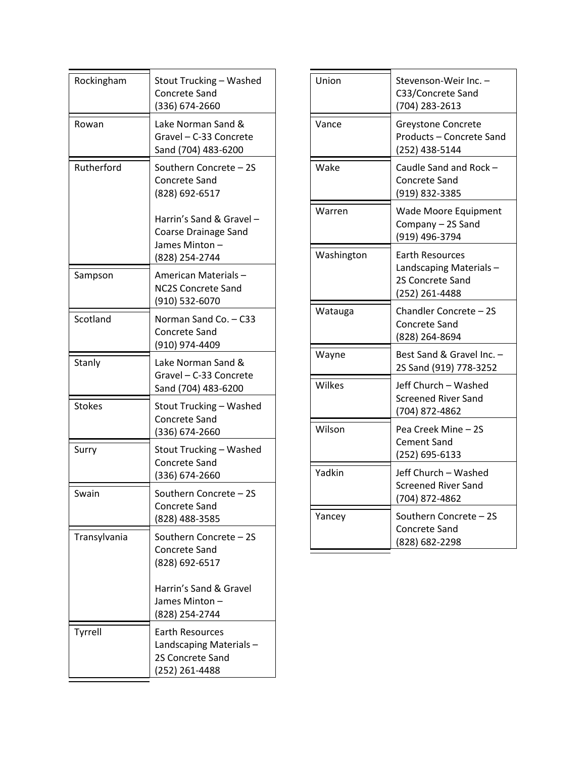| | |
|---|---|
| Rockingham | Stout Trucking – Washed Concrete Sand (336) 674-2660 |
| Rowan | Lake Norman Sand & Gravel – C-33 Concrete Sand (704) 483-6200 |
| Rutherford | Southern Concrete – 2S Concrete Sand (828) 692-6517<br><br>Harrin's Sand & Gravel – Coarse Drainage Sand James Minton – (828) 254-2744 |
| Sampson | American Materials – NC2S Concrete Sand (910) 532-6070 |
| Scotland | Norman Sand Co. – C33 Concrete Sand (910) 974-4409 |
| Stanly | Lake Norman Sand & Gravel – C-33 Concrete Sand (704) 483-6200 |
| Stokes | Stout Trucking – Washed Concrete Sand (336) 674-2660 |
| Surry | Stout Trucking – Washed Concrete Sand (336) 674-2660 |
| Swain | Southern Concrete – 2S Concrete Sand (828) 488-3585 |
| Transylvania | Southern Concrete – 2S Concrete Sand (828) 692-6517<br><br>Harrin's Sand & Gravel James Minton – (828) 254-2744 |
| Tyrrell | Earth Resources Landscaping Materials – 2S Concrete Sand (252) 261-4488 |
| Union | Stevenson-Weir Inc. – C33/Concrete Sand (704) 283-2613 |
| Vance | Greystone Concrete Products – Concrete Sand (252) 438-5144 |
| Wake | Caudle Sand and Rock – Concrete Sand (919) 832-3385 |
| Warren | Wade Moore Equipment Company – 2S Sand (919) 496-3794 |
| Washington | Earth Resources Landscaping Materials – 2S Concrete Sand (252) 261-4488 |
| Watauga | Chandler Concrete – 2S Concrete Sand (828) 264-8694 |
| Wayne | Best Sand & Gravel Inc. – 2S Sand (919) 778-3252 |
| Wilkes | Jeff Church – Washed Screened River Sand (704) 872-4862 |
| Wilson | Pea Creek Mine – 2S Cement Sand (252) 695-6133 |
| Yadkin | Jeff Church – Washed Screened River Sand (704) 872-4862 |
| Yancey | Southern Concrete – 2S Concrete Sand (828) 682-2298 |